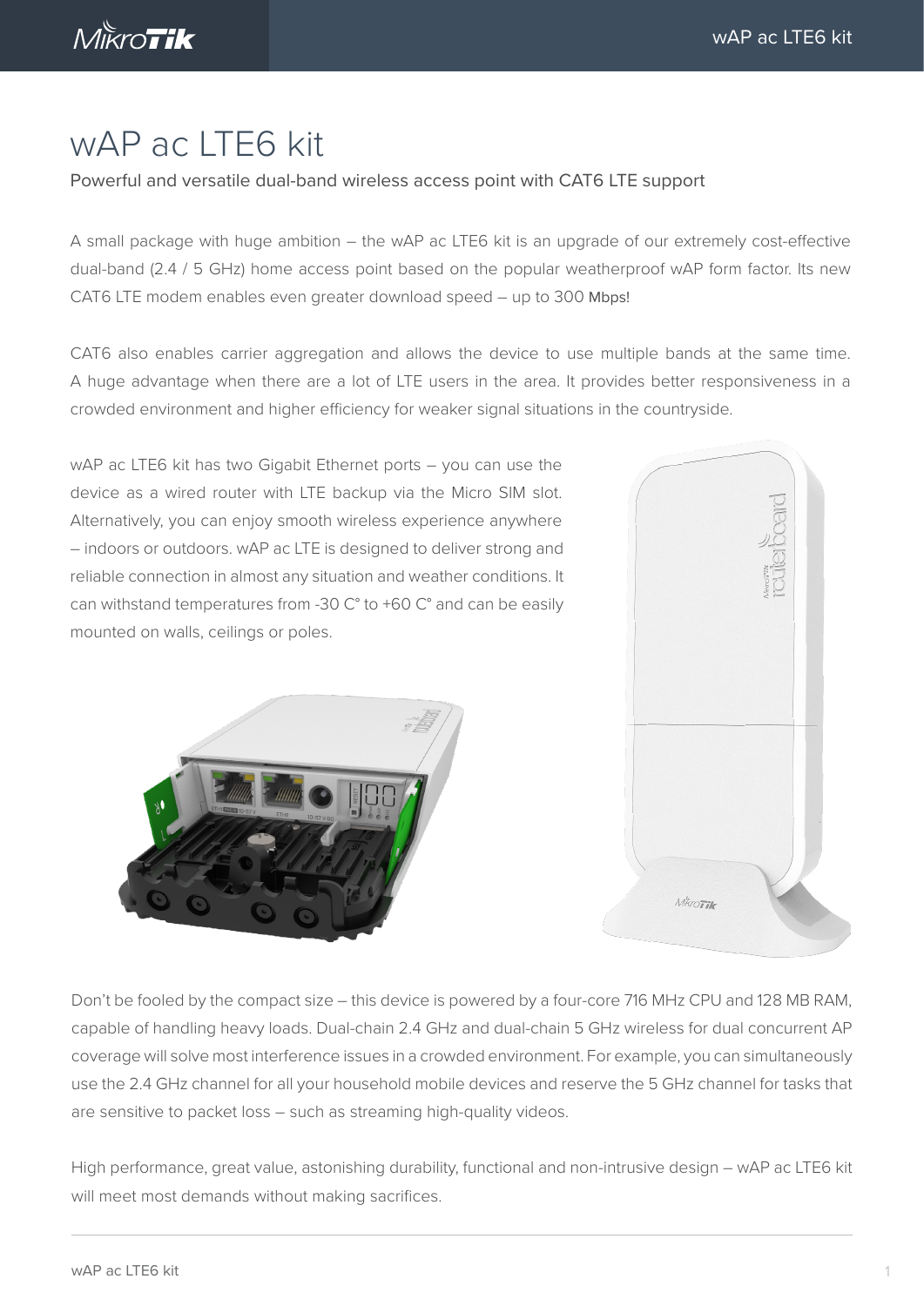# wAP ac LTE6 kit

Powerful and versatile dual-band wireless access point with CAT6 LTE support

A small package with huge ambition – the wAP ac LTE6 kit is an upgrade of our extremely cost-effective dual-band (2.4 / 5 GHz) home access point based on the popular weatherproof wAP form factor. Its new CAT6 LTE modem enables even greater download speed – up to 300 Mbps!

CAT6 also enables carrier aggregation and allows the device to use multiple bands at the same time. A huge advantage when there are a lot of LTE users in the area. It provides better responsiveness in a crowded environment and higher efficiency for weaker signal situations in the countryside.

wAP ac LTE6 kit has two Gigabit Ethernet ports – you can use the device as a wired router with LTE backup via the Micro SIM slot. Alternatively, you can enjoy smooth wireless experience anywhere – indoors or outdoors. wAP ac LTE is designed to deliver strong and reliable connection in almost any situation and weather conditions. It can withstand temperatures from -30 C° to +60 C° and can be easily mounted on walls, ceilings or poles.

Don't be fooled by the compact size – this device is powered by a four-core 716 MHz CPU and 128 MB RAM, capable of handling heavy loads. Dual-chain 2.4 GHz and dual-chain 5 GHz wireless for dual concurrent AP coverage will solve most interference issues in a crowded environment. For example, you can simultaneously use the 2.4 GHz channel for all your household mobile devices and reserve the 5 GHz channel for tasks that are sensitive to packet loss – such as streaming high-quality videos.

High performance, great value, astonishing durability, functional and non-intrusive design – wAP ac LTE6 kit will meet most demands without making sacrifices.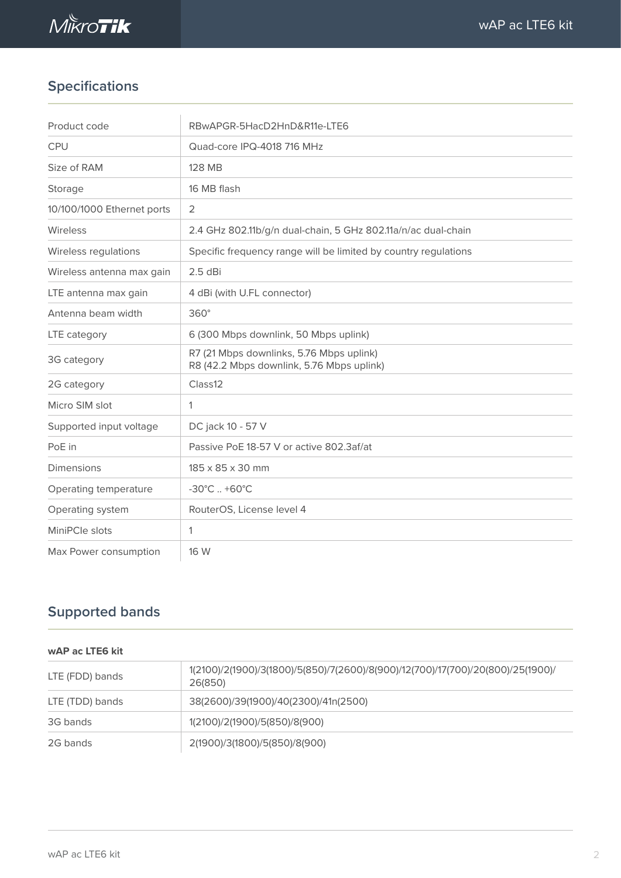## Specifications

| | |
|---|---|
| Product code | RBwAPGR-5HacD2HnD&R11e-LTE6 |
| CPU | Quad-core IPQ-4018 716 MHz |
| Size of RAM | 128 MB |
| Storage | 16 MB flash |
| 10/100/1000 Ethernet ports | 2 |
| Wireless | 2.4 GHz 802.11b/g/n dual-chain, 5 GHz 802.11a/n/ac dual-chain |
| Wireless regulations | Specific frequency range will be limited by country regulations |
| Wireless antenna max gain | 2.5 dBi |
| LTE antenna max gain | 4 dBi (with U.FL connector) |
| Antenna beam width | 360° |
| LTE category | 6 (300 Mbps downlink, 50 Mbps uplink) |
| 3G category | R7 (21 Mbps downlinks, 5.76 Mbps uplink)<br>R8 (42.2 Mbps downlink, 5.76 Mbps uplink) |
| 2G category | Class12 |
| Micro SIM slot | 1 |
| Supported input voltage | DC jack 10 - 57 V |
| PoE in | Passive PoE 18-57 V or active 802.3af/at |
| Dimensions | 185 x 85 x 30 mm |
| Operating temperature | -30°C .. +60°C |
| Operating system | RouterOS, License level 4 |
| MiniPCIe slots | 1 |
| Max Power consumption | 16 W |

## Supported bands

**wAP ac LTE6 kit**

| | |
|---|---|
| LTE (FDD) bands | 1(2100)/2(1900)/3(1800)/5(850)/7(2600)/8(900)/12(700)/17(700)/20(800)/25(1900)/26(850) |
| LTE (TDD) bands | 38(2600)/39(1900)/40(2300)/41n(2500) |
| 3G bands | 1(2100)/2(1900)/5(850)/8(900) |
| 2G bands | 2(1900)/3(1800)/5(850)/8(900) |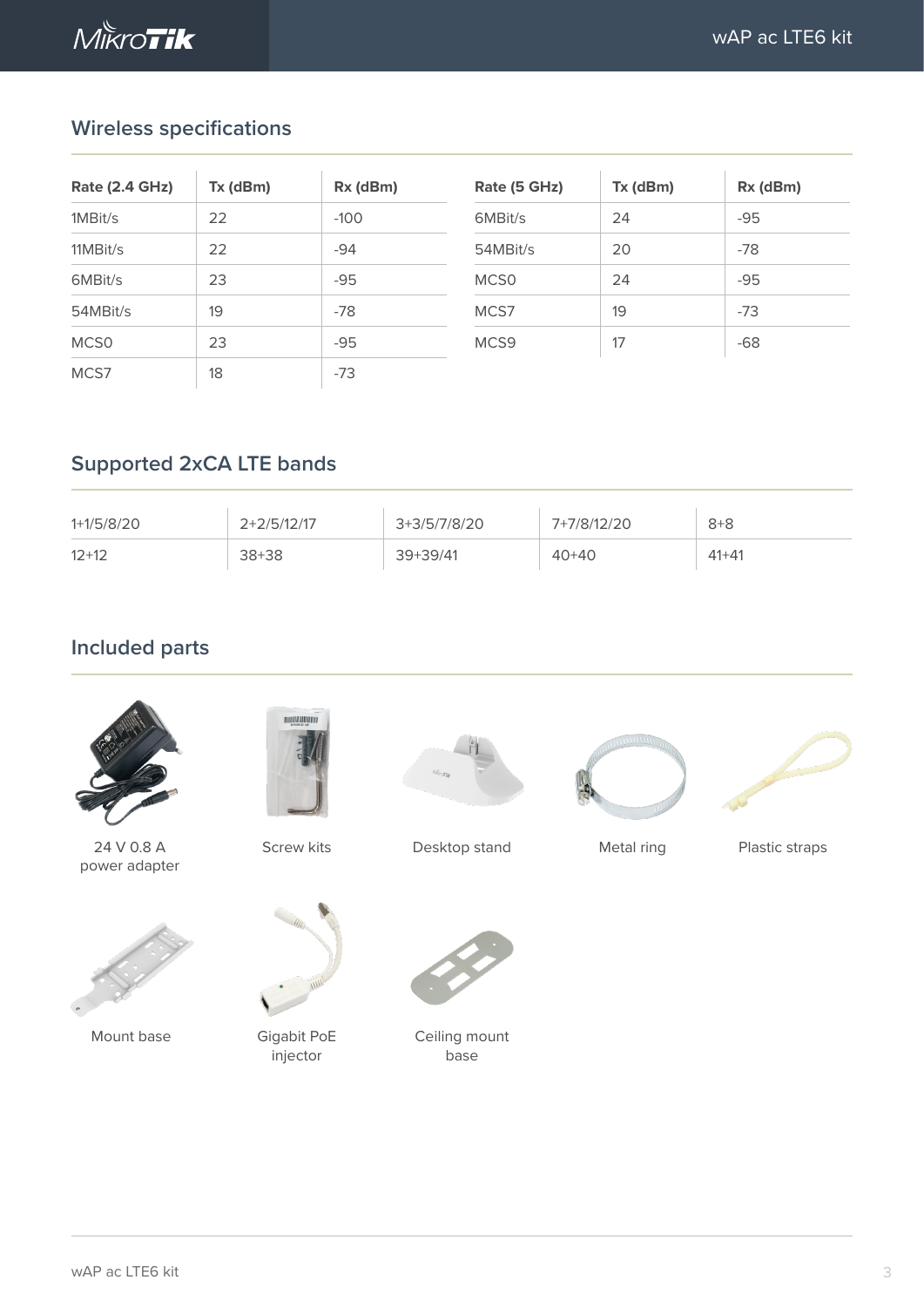## Wireless specifications

| Rate (2.4 GHz) | Tx (dBm) | Rx (dBm) |
|---|---|---|
| 1MBit/s | 22 | -100 |
| 11MBit/s | 22 | -94 |
| 6MBit/s | 23 | -95 |
| 54MBit/s | 19 | -78 |
| MCS0 | 23 | -95 |
| MCS7 | 18 | -73 |

| Rate (5 GHz) | Tx (dBm) | Rx (dBm) |
|---|---|---|
| 6MBit/s | 24 | -95 |
| 54MBit/s | 20 | -78 |
| MCS0 | 24 | -95 |
| MCS7 | 19 | -73 |
| MCS9 | 17 | -68 |

## Supported 2xCA LTE bands

| | | | | |
|---|---|---|---|---|
| 1+1/5/8/20 | 2+2/5/12/17 | 3+3/5/7/8/20 | 7+7/8/12/20 | 8+8 |
| 12+12 | 38+38 | 39+39/41 | 40+40 | 41+41 |

## Included parts

24 V 0.8 A power adapter

Screw kits

Desktop stand

Metal ring

Plastic straps

Mount base

Gigabit PoE injector

Ceiling mount base